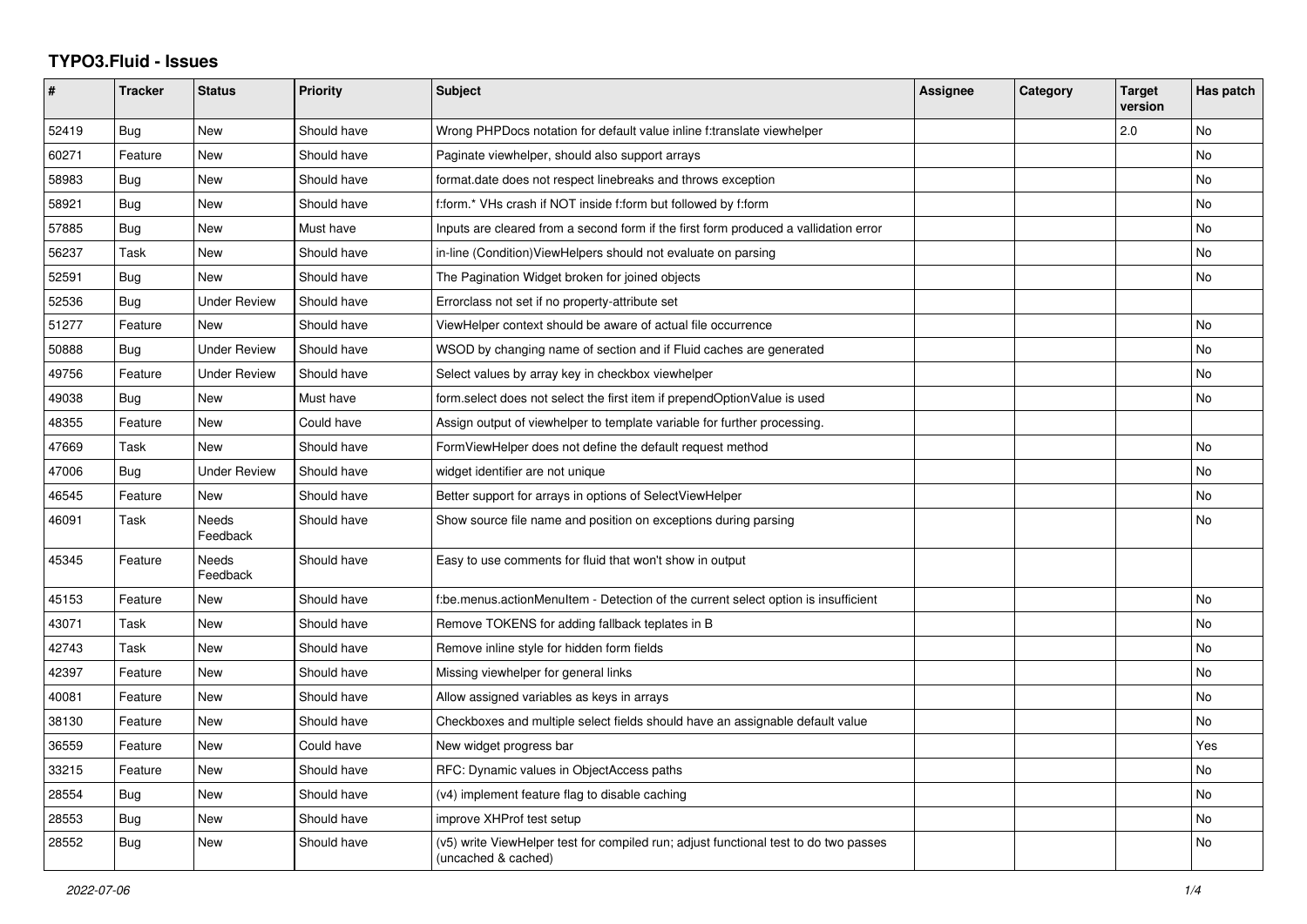# TYPO3.Fluid - Issues

| # | Tracker | Status | Priority | Subject | Assignee | Category | Target version | Has patch |
|---|---|---|---|---|---|---|---|---|
| 52419 | Bug | New | Should have | Wrong PHPDocs notation for default value inline f:translate viewhelper | | | 2.0 | No |
| 60271 | Feature | New | Should have | Paginate viewhelper, should also support arrays | | | | No |
| 58983 | Bug | New | Should have | format.date does not respect linebreaks and throws exception | | | | No |
| 58921 | Bug | New | Should have | f:form.* VHs crash if NOT inside f:form but followed by f:form | | | | No |
| 57885 | Bug | New | Must have | Inputs are cleared from a second form if the first form produced a vallidation error | | | | No |
| 56237 | Task | New | Should have | in-line (Condition)ViewHelpers should not evaluate on parsing | | | | No |
| 52591 | Bug | New | Should have | The Pagination Widget broken for joined objects | | | | No |
| 52536 | Bug | Under Review | Should have | Errorclass not set if no property-attribute set | | | | |
| 51277 | Feature | New | Should have | ViewHelper context should be aware of actual file occurrence | | | | No |
| 50888 | Bug | Under Review | Should have | WSOD by changing name of section and if Fluid caches are generated | | | | No |
| 49756 | Feature | Under Review | Should have | Select values by array key in checkbox viewhelper | | | | No |
| 49038 | Bug | New | Must have | form.select does not select the first item if prependOptionValue is used | | | | No |
| 48355 | Feature | New | Could have | Assign output of viewhelper to template variable for further processing. | | | | |
| 47669 | Task | New | Should have | FormViewHelper does not define the default request method | | | | No |
| 47006 | Bug | Under Review | Should have | widget identifier are not unique | | | | No |
| 46545 | Feature | New | Should have | Better support for arrays in options of SelectViewHelper | | | | No |
| 46091 | Task | Needs Feedback | Should have | Show source file name and position on exceptions during parsing | | | | No |
| 45345 | Feature | Needs Feedback | Should have | Easy to use comments for fluid that won't show in output | | | | |
| 45153 | Feature | New | Should have | f:be.menus.actionMenuItem - Detection of the current select option is insufficient | | | | No |
| 43071 | Task | New | Should have | Remove TOKENS for adding fallback teplates in B | | | | No |
| 42743 | Task | New | Should have | Remove inline style for hidden form fields | | | | No |
| 42397 | Feature | New | Should have | Missing viewhelper for general links | | | | No |
| 40081 | Feature | New | Should have | Allow assigned variables as keys in arrays | | | | No |
| 38130 | Feature | New | Should have | Checkboxes and multiple select fields should have an assignable default value | | | | No |
| 36559 | Feature | New | Could have | New widget progress bar | | | | Yes |
| 33215 | Feature | New | Should have | RFC: Dynamic values in ObjectAccess paths | | | | No |
| 28554 | Bug | New | Should have | (v4) implement feature flag to disable caching | | | | No |
| 28553 | Bug | New | Should have | improve XHProf test setup | | | | No |
| 28552 | Bug | New | Should have | (v5) write ViewHelper test for compiled run; adjust functional test to do two passes (uncached & cached) | | | | No |

2022-07-06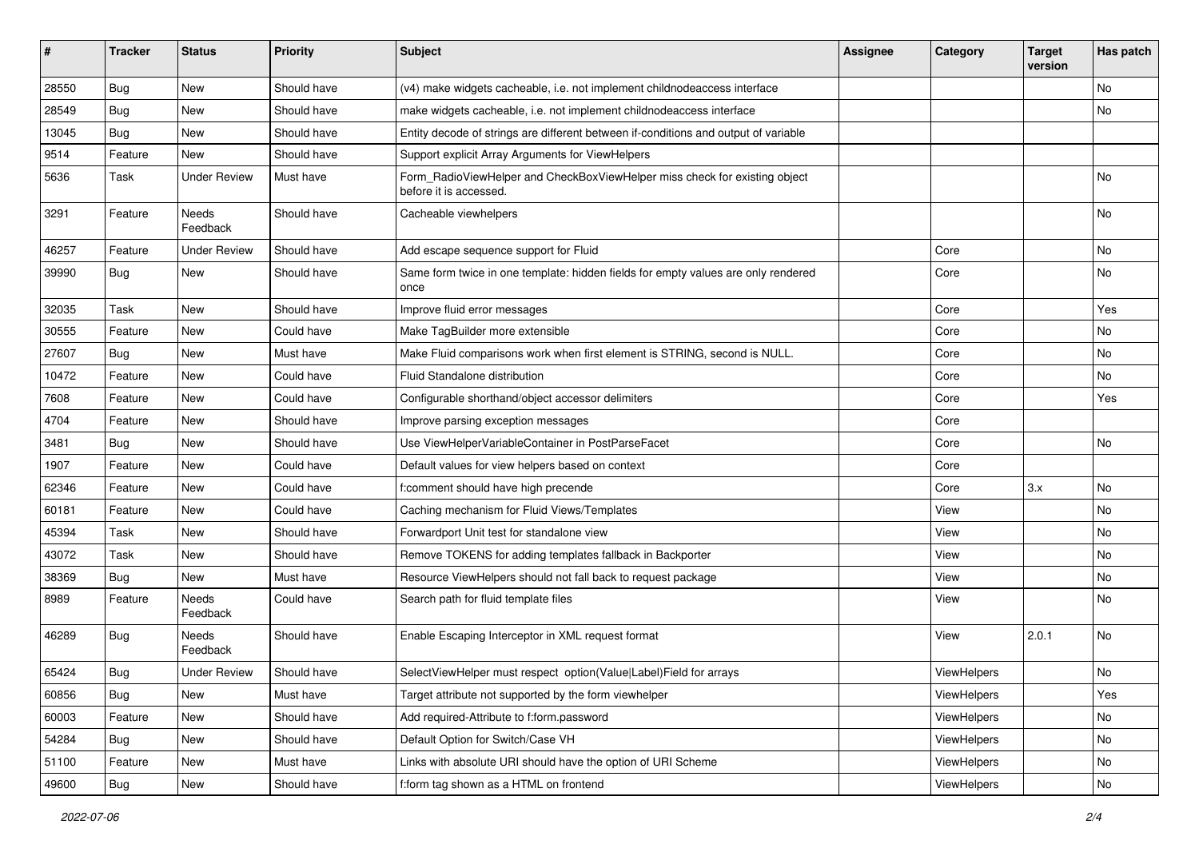| # | Tracker | Status | Priority | Subject | Assignee | Category | Target version | Has patch |
|---|---|---|---|---|---|---|---|---|
| 28550 | Bug | New | Should have | (v4) make widgets cacheable, i.e. not implement childnodeaccess interface | | | | No |
| 28549 | Bug | New | Should have | make widgets cacheable, i.e. not implement childnodeaccess interface | | | | No |
| 13045 | Bug | New | Should have | Entity decode of strings are different between if-conditions and output of variable | | | | |
| 9514 | Feature | New | Should have | Support explicit Array Arguments for ViewHelpers | | | | |
| 5636 | Task | Under Review | Must have | Form_RadioViewHelper and CheckBoxViewHelper miss check for existing object before it is accessed. | | | | No |
| 3291 | Feature | Needs Feedback | Should have | Cacheable viewhelpers | | | | No |
| 46257 | Feature | Under Review | Should have | Add escape sequence support for Fluid | | Core | | No |
| 39990 | Bug | New | Should have | Same form twice in one template: hidden fields for empty values are only rendered once | | Core | | No |
| 32035 | Task | New | Should have | Improve fluid error messages | | Core | | Yes |
| 30555 | Feature | New | Could have | Make TagBuilder more extensible | | Core | | No |
| 27607 | Bug | New | Must have | Make Fluid comparisons work when first element is STRING, second is NULL. | | Core | | No |
| 10472 | Feature | New | Could have | Fluid Standalone distribution | | Core | | No |
| 7608 | Feature | New | Could have | Configurable shorthand/object accessor delimiters | | Core | | Yes |
| 4704 | Feature | New | Should have | Improve parsing exception messages | | Core | | |
| 3481 | Bug | New | Should have | Use ViewHelperVariableContainer in PostParseFacet | | Core | | No |
| 1907 | Feature | New | Could have | Default values for view helpers based on context | | Core | | |
| 62346 | Feature | New | Could have | f:comment should have high precende | | Core | 3.x | No |
| 60181 | Feature | New | Could have | Caching mechanism for Fluid Views/Templates | | View | | No |
| 45394 | Task | New | Should have | Forwardport Unit test for standalone view | | View | | No |
| 43072 | Task | New | Should have | Remove TOKENS for adding templates fallback in Backporter | | View | | No |
| 38369 | Bug | New | Must have | Resource ViewHelpers should not fall back to request package | | View | | No |
| 8989 | Feature | Needs Feedback | Could have | Search path for fluid template files | | View | | No |
| 46289 | Bug | Needs Feedback | Should have | Enable Escaping Interceptor in XML request format | | View | 2.0.1 | No |
| 65424 | Bug | Under Review | Should have | SelectViewHelper must respect option(Value\|Label)Field for arrays | | ViewHelpers | | No |
| 60856 | Bug | New | Must have | Target attribute not supported by the form viewhelper | | ViewHelpers | | Yes |
| 60003 | Feature | New | Should have | Add required-Attribute to f:form.password | | ViewHelpers | | No |
| 54284 | Bug | New | Should have | Default Option for Switch/Case VH | | ViewHelpers | | No |
| 51100 | Feature | New | Must have | Links with absolute URI should have the option of URI Scheme | | ViewHelpers | | No |
| 49600 | Bug | New | Should have | f:form tag shown as a HTML on frontend | | ViewHelpers | | No |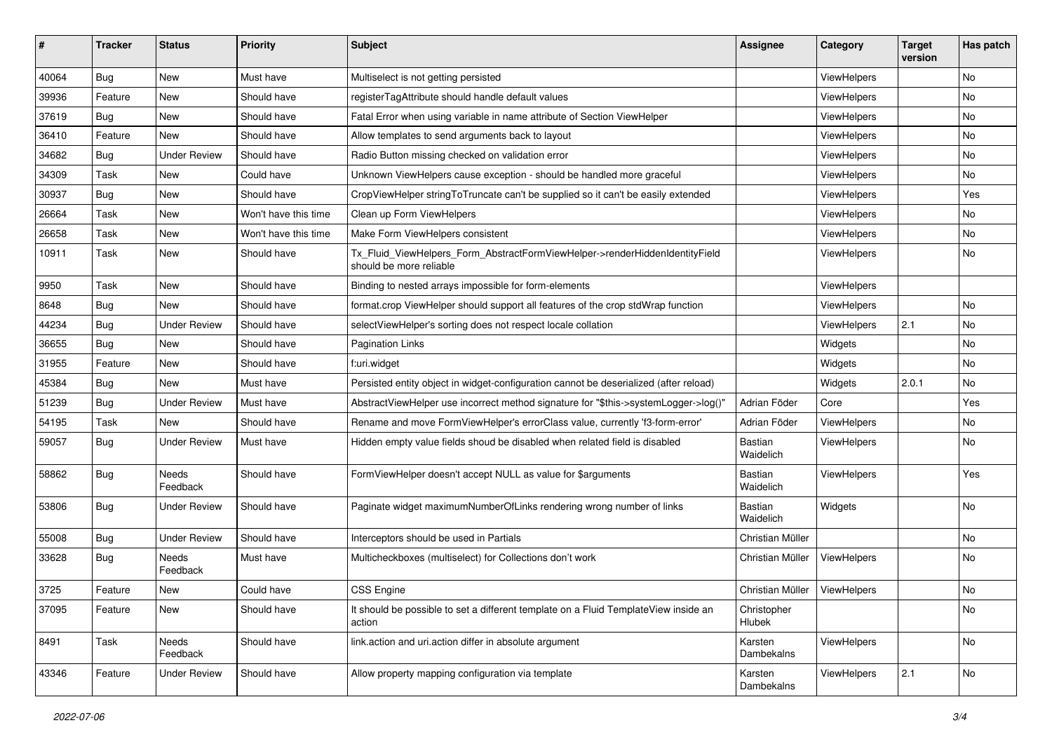| # | Tracker | Status | Priority | Subject | Assignee | Category | Target version | Has patch |
|---|---|---|---|---|---|---|---|---|
| 40064 | Bug | New | Must have | Multiselect is not getting persisted | | ViewHelpers | | No |
| 39936 | Feature | New | Should have | registerTagAttribute should handle default values | | ViewHelpers | | No |
| 37619 | Bug | New | Should have | Fatal Error when using variable in name attribute of Section ViewHelper | | ViewHelpers | | No |
| 36410 | Feature | New | Should have | Allow templates to send arguments back to layout | | ViewHelpers | | No |
| 34682 | Bug | Under Review | Should have | Radio Button missing checked on validation error | | ViewHelpers | | No |
| 34309 | Task | New | Could have | Unknown ViewHelpers cause exception - should be handled more graceful | | ViewHelpers | | No |
| 30937 | Bug | New | Should have | CropViewHelper stringToTruncate can't be supplied so it can't be easily extended | | ViewHelpers | | Yes |
| 26664 | Task | New | Won't have this time | Clean up Form ViewHelpers | | ViewHelpers | | No |
| 26658 | Task | New | Won't have this time | Make Form ViewHelpers consistent | | ViewHelpers | | No |
| 10911 | Task | New | Should have | Tx_Fluid_ViewHelpers_Form_AbstractFormViewHelper->renderHiddenIdentityField should be more reliable | | ViewHelpers | | No |
| 9950 | Task | New | Should have | Binding to nested arrays impossible for form-elements | | ViewHelpers | | |
| 8648 | Bug | New | Should have | format.crop ViewHelper should support all features of the crop stdWrap function | | ViewHelpers | | No |
| 44234 | Bug | Under Review | Should have | selectViewHelper's sorting does not respect locale collation | | ViewHelpers | 2.1 | No |
| 36655 | Bug | New | Should have | Pagination Links | | Widgets | | No |
| 31955 | Feature | New | Should have | f:uri.widget | | Widgets | | No |
| 45384 | Bug | New | Must have | Persisted entity object in widget-configuration cannot be deserialized (after reload) | | Widgets | 2.0.1 | No |
| 51239 | Bug | Under Review | Must have | AbstractViewHelper use incorrect method signature for "$this->systemLogger->log()" | Adrian Föder | Core | | Yes |
| 54195 | Task | New | Should have | Rename and move FormViewHelper's errorClass value, currently 'f3-form-error' | Adrian Föder | ViewHelpers | | No |
| 59057 | Bug | Under Review | Must have | Hidden empty value fields shoud be disabled when related field is disabled | Bastian Waidelich | ViewHelpers | | No |
| 58862 | Bug | Needs Feedback | Should have | FormViewHelper doesn't accept NULL as value for $arguments | Bastian Waidelich | ViewHelpers | | Yes |
| 53806 | Bug | Under Review | Should have | Paginate widget maximumNumberOfLinks rendering wrong number of links | Bastian Waidelich | Widgets | | No |
| 55008 | Bug | Under Review | Should have | Interceptors should be used in Partials | Christian Müller | | | No |
| 33628 | Bug | Needs Feedback | Must have | Multicheckboxes (multiselect) for Collections don't work | Christian Müller | ViewHelpers | | No |
| 3725 | Feature | New | Could have | CSS Engine | Christian Müller | ViewHelpers | | No |
| 37095 | Feature | New | Should have | It should be possible to set a different template on a Fluid TemplateView inside an action | Christopher Hlubek | | | No |
| 8491 | Task | Needs Feedback | Should have | link.action and uri.action differ in absolute argument | Karsten Dambekalns | ViewHelpers | | No |
| 43346 | Feature | Under Review | Should have | Allow property mapping configuration via template | Karsten Dambekalns | ViewHelpers | 2.1 | No |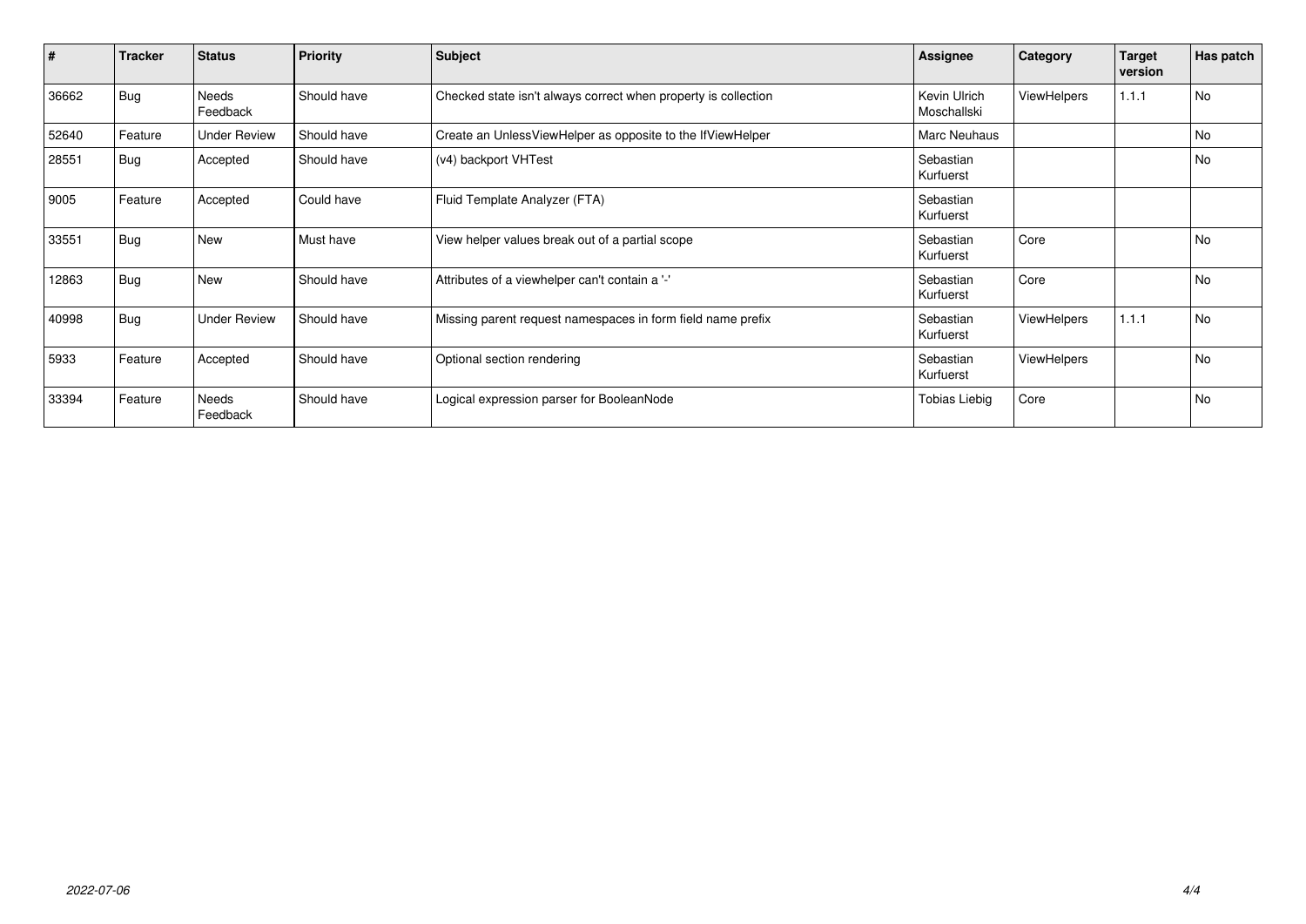| # | Tracker | Status | Priority | Subject | Assignee | Category | Target version | Has patch |
|---|---|---|---|---|---|---|---|---|
| 36662 | Bug | Needs Feedback | Should have | Checked state isn't always correct when property is collection | Kevin Ulrich Moschallski | ViewHelpers | 1.1.1 | No |
| 52640 | Feature | Under Review | Should have | Create an UnlessViewHelper as opposite to the IfViewHelper | Marc Neuhaus | | | No |
| 28551 | Bug | Accepted | Should have | (v4) backport VHTest | Sebastian Kurfuerst | | | No |
| 9005 | Feature | Accepted | Could have | Fluid Template Analyzer (FTA) | Sebastian Kurfuerst | | | |
| 33551 | Bug | New | Must have | View helper values break out of a partial scope | Sebastian Kurfuerst | Core | | No |
| 12863 | Bug | New | Should have | Attributes of a viewhelper can't contain a '-' | Sebastian Kurfuerst | Core | | No |
| 40998 | Bug | Under Review | Should have | Missing parent request namespaces in form field name prefix | Sebastian Kurfuerst | ViewHelpers | 1.1.1 | No |
| 5933 | Feature | Accepted | Should have | Optional section rendering | Sebastian Kurfuerst | ViewHelpers | | No |
| 33394 | Feature | Needs Feedback | Should have | Logical expression parser for BooleanNode | Tobias Liebig | Core | | No |

*2022-07-06*